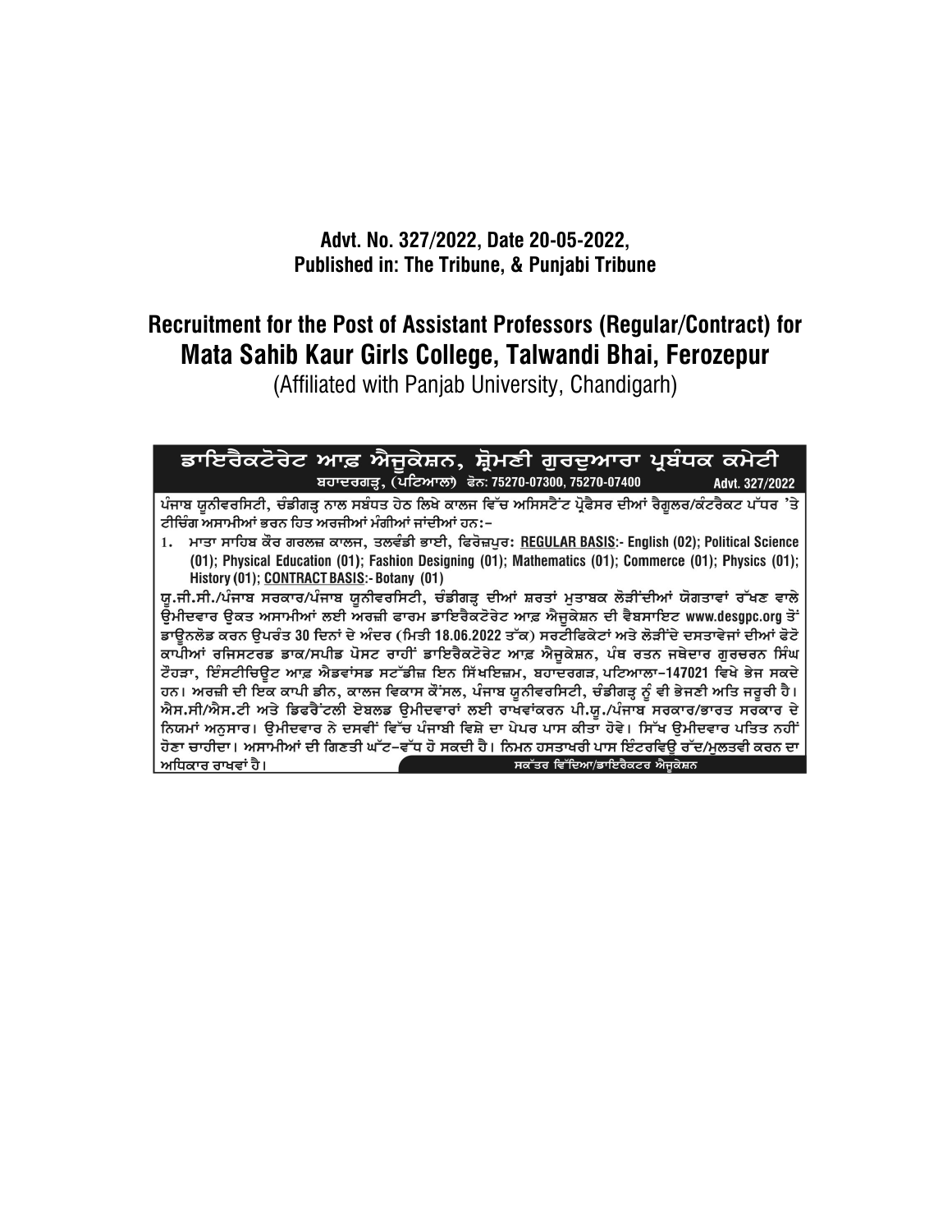**Advt. No. 327/2022, Date 20-05-2022,**
**Published in: The Tribune, & Punjabi Tribune**

# Recruitment for the Post of Assistant Professors (Regular/Contract) for Mata Sahib Kaur Girls College, Talwandi Bhai, Ferozepur

(Affiliated with Panjab University, Chandigarh)

## ਡਾਇਰੈਕਟੋਰੇਟ ਆਫ਼ ਐਜੂਕੇਸ਼ਨ, ਸ਼੍ਰੋਮਣੀ ਗੁਰਦੁਆਰਾ ਪ੍ਰਬੰਧਕ ਕਮੇਟੀ

**ਬਹਾਦਰਗੜ੍ਹ, (ਪਟਿਆਲਾ) ਫੋਨ: 75270-07300, 75270-07400** **Advt. 327/2022**

ਪੰਜਾਬ ਯੂਨੀਵਰਸਿਟੀ, ਚੰਡੀਗੜ੍ਹ ਨਾਲ ਸਬੰਧਤ ਹੇਠ ਲਿਖੇ ਕਾਲਜ ਵਿੱਚ ਅਸਿਸਟੈਂਟ ਪ੍ਰੋਫੈਸਰ ਦੀਆਂ ਰੈਗੂਲਰ/ਕੰਟਰੈਕਟ ਪੱਧਰ 'ਤੇ ਟੀਚਿੰਗ ਅਸਾਮੀਆਂ ਭਰਨ ਹਿਤ ਅਰਜ਼ੀਆਂ ਮੰਗੀਆਂ ਜਾਂਦੀਆਂ ਹਨ:–

1. ਮਾਤਾ ਸਾਹਿਬ ਕੌਰ ਗਰਲਜ਼ ਕਾਲਜ, ਤਲਵੰਡੀ ਭਾਈ, ਫਿਰੋਜ਼ਪੁਰ: **REGULAR BASIS:- English (02); Political Science (01); Physical Education (01); Fashion Designing (01); Mathematics (01); Commerce (01); Physics (01); History (01); CONTRACT BASIS:- Botany (01)**

ਯੂ.ਜੀ.ਸੀ./ਪੰਜਾਬ ਸਰਕਾਰ/ਪੰਜਾਬ ਯੂਨੀਵਰਸਿਟੀ, ਚੰਡੀਗੜ੍ਹ ਦੀਆਂ ਸ਼ਰਤਾਂ ਮੁਤਾਬਕ ਲੋੜੀਂਦੀਆਂ ਯੋਗਤਾਵਾਂ ਰੱਖਣ ਵਾਲੇ ਉਮੀਦਵਾਰ ਉਕਤ ਅਸਾਮੀਆਂ ਲਈ ਅਰਜ਼ੀ ਫਾਰਮ ਡਾਇਰੈਕਟੋਰੇਟ ਆਫ਼ ਐਜੂਕੇਸ਼ਨ ਦੀ ਵੈਬਸਾਇਟ **www.desgpc.org** ਤੋਂ ਡਾਊਨਲੋਡ ਕਰਨ ਉਪਰੰਤ **30 ਦਿਨਾਂ** ਦੇ ਅੰਦਰ (ਮਿਤੀ **18.06.2022** ਤੱਕ) ਸਰਟੀਫਿਕੇਟਾਂ ਅਤੇ ਲੋੜੀਂਦੇ ਦਸਤਾਵੇਜਾਂ ਦੀਆਂ ਫੋਟੋ ਕਾਪੀਆਂ ਰਜਿਸਟਰਡ ਡਾਕ/ਸਪੀਡ ਪੋਸਟ ਰਾਹੀਂ ਡਾਇਰੈਕਟੋਰੇਟ ਆਫ਼ ਐਜੂਕੇਸ਼ਨ, ਪੰਥ ਰਤਨ ਜਥੇਦਾਰ ਗੁਰਚਰਨ ਸਿੰਘ ਟੌਹੜਾ, ਇੰਸਟੀਚਿਊਟ ਆਫ਼ ਐਡਵਾਂਸਡ ਸਟੱਡੀਜ਼ ਇਨ ਸਿੱਖਇਜ਼ਮ, ਬਹਾਦਰਗੜ੍ਹ, ਪਟਿਆਲਾ–147021 ਵਿਖੇ ਭੇਜ ਸਕਦੇ ਹਨ। ਅਰਜ਼ੀ ਦੀ ਇਕ ਕਾਪੀ ਡੀਨ, ਕਾਲਜ ਵਿਕਾਸ ਕੌਂਸਲ, ਪੰਜਾਬ ਯੂਨੀਵਰਸਿਟੀ, ਚੰਡੀਗੜ੍ਹ ਨੂੰ ਵੀ ਭੇਜਣੀ ਅਤਿ ਜਰੂਰੀ ਹੈ। ਐਸ.ਸੀ/ਐਸ.ਟੀ ਅਤੇ ਡਿਫਰੈਂਟਲੀ ਏਬਲਡ ਉਮੀਦਵਾਰਾਂ ਲਈ ਰਾਖਵਾਂਕਰਨ ਪੀ.ਯੂ./ਪੰਜਾਬ ਸਰਕਾਰ/ਭਾਰਤ ਸਰਕਾਰ ਦੇ ਨਿਯਮਾਂ ਅਨੁਸਾਰ। ਉਮੀਦਵਾਰ ਨੇ ਦਸਵੀਂ ਵਿੱਚ ਪੰਜਾਬੀ ਵਿਸ਼ੇ ਦਾ ਪੇਪਰ ਪਾਸ ਕੀਤਾ ਹੋਵੇ। ਸਿੱਖ ਉਮੀਦਵਾਰ ਪਤਿਤ ਨਹੀਂ ਹੋਣਾ ਚਾਹੀਦਾ। ਅਸਾਮੀਆਂ ਦੀ ਗਿਣਤੀ ਘੱਟ–ਵੱਧ ਹੋ ਸਕਦੀ ਹੈ। ਨਿਮਨ ਹਸਤਾਖਰੀ ਪਾਸ ਇੰਟਰਵਿਊ ਰੱਦ/ਮੁਲਤਵੀ ਕਰਨ ਦਾ ਅਧਿਕਾਰ ਰਾਖਵਾਂ ਹੈ।

**ਸਕੱਤਰ ਵਿੱਦਿਆ/ਡਾਇਰੈਕਟਰ ਐਜੂਕੇਸ਼ਨ**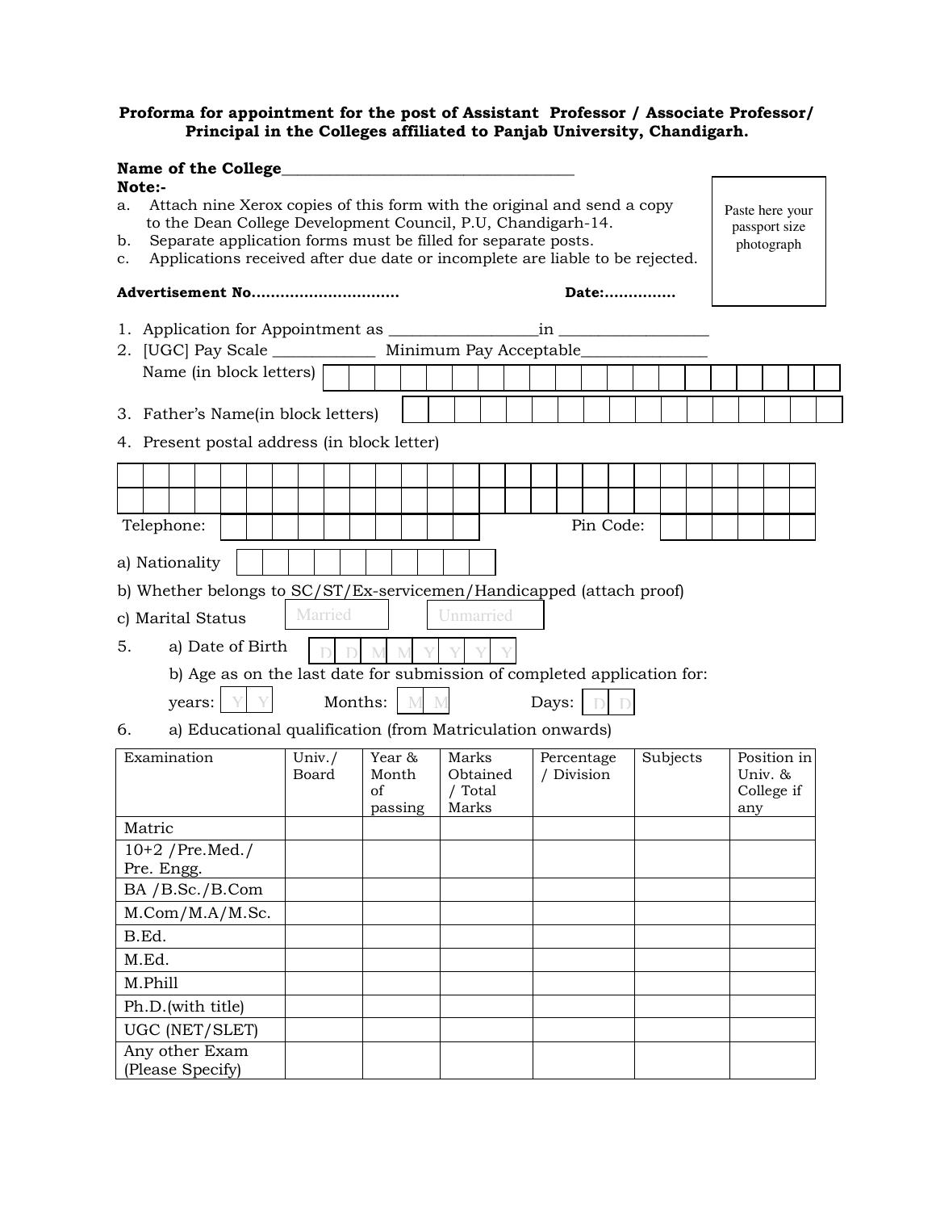**Proforma for appointment for the post of Assistant Professor / Associate Professor/ Principal in the Colleges affiliated to Panjab University, Chandigarh.**

**Name of the College**\_\_\_\_\_\_\_\_\_\_\_\_\_\_\_\_\_\_\_\_\_\_\_\_\_\_\_\_\_\_\_\_\_\_\_\_\_

**Note:-**

a. Attach nine Xerox copies of this form with the original and send a copy to the Dean College Development Council, P.U, Chandigarh-14.
b. Separate application forms must be filled for separate posts.
c. Applications received after due date or incomplete are liable to be rejected.

Paste here your passport size photograph

**Advertisement No..............................** **Date:...............**

1. Application for Appointment as \_\_\_\_\_\_\_\_\_\_\_\_\_\_\_\_\_\_in \_\_\_\_\_\_\_\_\_\_\_\_\_\_\_\_\_\_
2. [UGC] Pay Scale \_\_\_\_\_\_\_\_\_\_\_\_\_ Minimum Pay Acceptable\_\_\_\_\_\_\_\_\_\_\_\_\_\_\_

   Name (in block letters)
3. Father's Name(in block letters)
4. Present postal address (in block letter)

Telephone: Pin Code:

a) Nationality

b) Whether belongs to SC/ST/Ex-servicemen/Handicapped (attach proof)

c) Marital Status Married Unmarried

5. a) Date of Birth D D M M Y Y Y Y

   b) Age as on the last date for submission of completed application for:

   years: Y Y Months: M M Days: D D

6. a) Educational qualification (from Matriculation onwards)

| Examination | Univ./ Board | Year & Month of passing | Marks Obtained / Total Marks | Percentage / Division | Subjects | Position in Univ. & College if any |
|---|---|---|---|---|---|---|
| Matric | | | | | | |
| 10+2 /Pre.Med./ Pre. Engg. | | | | | | |
| BA /B.Sc./B.Com | | | | | | |
| M.Com/M.A/M.Sc. | | | | | | |
| B.Ed. | | | | | | |
| M.Ed. | | | | | | |
| M.Phill | | | | | | |
| Ph.D.(with title) | | | | | | |
| UGC (NET/SLET) | | | | | | |
| Any other Exam (Please Specify) | | | | | | |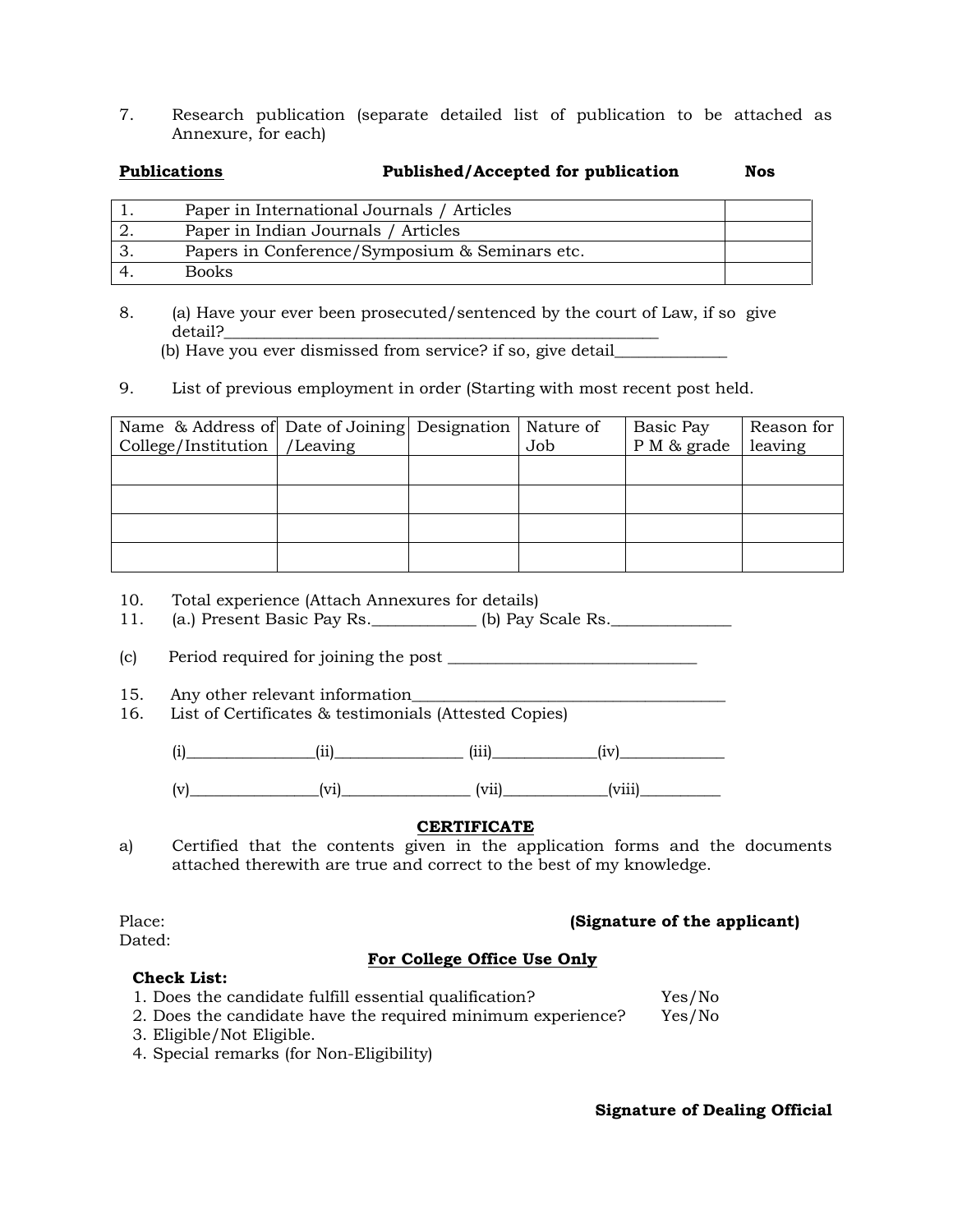7. Research publication (separate detailed list of publication to be attached as Annexure, for each)

**Publications** **Published/Accepted for publication** **Nos**

| | | |
|---|---|---|
| 1. | Paper in International Journals / Articles | |
| 2. | Paper in Indian Journals / Articles | |
| 3. | Papers in Conference/Symposium & Seminars etc. | |
| 4. | Books | |

8. (a) Have your ever been prosecuted/sentenced by the court of Law, if so give detail?______________________________________________________

   (b) Have you ever dismissed from service? if so, give detail______________

9. List of previous employment in order (Starting with most recent post held.

| Name & Address of College/Institution | Date of Joining /Leaving | Designation | Nature of Job | Basic Pay P M & grade | Reason for leaving |
|---|---|---|---|---|---|
| | | | | | |
| | | | | | |
| | | | | | |
| | | | | | |

10. Total experience (Attach Annexures for details)

11. (a.) Present Basic Pay Rs._____________ (b) Pay Scale Rs._______________

(c) Period required for joining the post _______________________________

15. Any other relevant information_______________________________________

16. List of Certificates & testimonials (Attested Copies)

(i)________________(ii)________________ (iii)_____________(iv)_____________

(v)________________(vi)________________ (vii)_____________(viii)__________

**CERTIFICATE**

a) Certified that the contents given in the application forms and the documents attached therewith are true and correct to the best of my knowledge.

Place: **(Signature of the applicant)**

Dated:

**For College Office Use Only**

**Check List:**

1. Does the candidate fulfill essential qualification? Yes/No
2. Does the candidate have the required minimum experience? Yes/No
3. Eligible/Not Eligible.
4. Special remarks (for Non-Eligibility)

**Signature of Dealing Official**